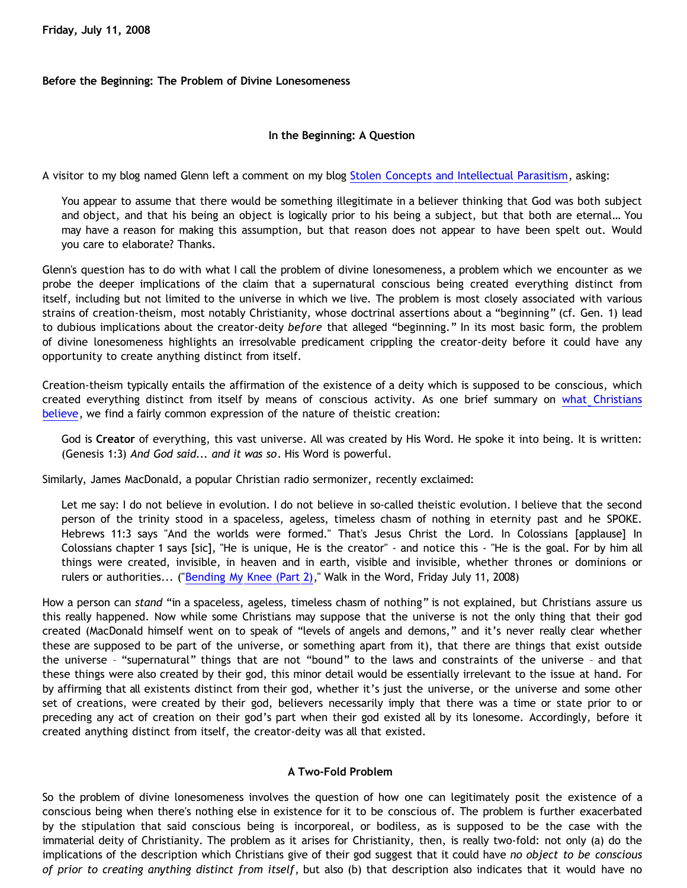Friday, July 11, 2008

# Before the Beginning: The Problem of Divine Lonesomeness

## In the Beginning: A Question

A visitor to my blog named Glenn left a comment on my blog Stolen Concepts and Intellectual Parasitism, asking:

> You appear to assume that there would be something illegitimate in a believer thinking that God was both subject and object, and that his being an object is logically prior to his being a subject, but that both are eternal… You may have a reason for making this assumption, but that reason does not appear to have been spelt out. Would you care to elaborate? Thanks.

Glenn's question has to do with what I call the problem of divine lonesomeness, a problem which we encounter as we probe the deeper implications of the claim that a supernatural conscious being created everything distinct from itself, including but not limited to the universe in which we live. The problem is most closely associated with various strains of creation-theism, most notably Christianity, whose doctrinal assertions about a "beginning" (cf. Gen. 1) lead to dubious implications about the creator-deity *before* that alleged "beginning." In its most basic form, the problem of divine lonesomeness highlights an irresolvable predicament crippling the creator-deity before it could have any opportunity to create anything distinct from itself.

Creation-theism typically entails the affirmation of the existence of a deity which is supposed to be conscious, which created everything distinct from itself by means of conscious activity. As one brief summary on what Christians believe, we find a fairly common expression of the nature of theistic creation:

> God is **Creator** of everything, this vast universe. All was created by His Word. He spoke it into being. It is written: (Genesis 1:3) *And God said... and it was so*. His Word is powerful.

Similarly, James MacDonald, a popular Christian radio sermonizer, recently exclaimed:

> Let me say: I do not believe in evolution. I do not believe in so-called theistic evolution. I believe that the second person of the trinity stood in a spaceless, ageless, timeless chasm of nothing in eternity past and he SPOKE. Hebrews 11:3 says "And the worlds were formed." That's Jesus Christ the Lord. In Colossians [applause] In Colossians chapter 1 says [sic], "He is unique, He is the creator" - and notice this - "He is the goal. For by him all things were created, invisible, in heaven and in earth, visible and invisible, whether thrones or dominions or rulers or authorities... ("Bending My Knee (Part 2)," Walk in the Word, Friday July 11, 2008)

How a person can *stand* "in a spaceless, ageless, timeless chasm of nothing" is not explained, but Christians assure us this really happened. Now while some Christians may suppose that the universe is not the only thing that their god created (MacDonald himself went on to speak of "levels of angels and demons," and it's never really clear whether these are supposed to be part of the universe, or something apart from it), that there are things that exist outside the universe – "supernatural" things that are not "bound" to the laws and constraints of the universe – and that these things were also created by their god, this minor detail would be essentially irrelevant to the issue at hand. For by affirming that all existents distinct from their god, whether it's just the universe, or the universe and some other set of creations, were created by their god, believers necessarily imply that there was a time or state prior to or preceding any act of creation on their god's part when their god existed all by its lonesome. Accordingly, before it created anything distinct from itself, the creator-deity was all that existed.

## A Two-Fold Problem

So the problem of divine lonesomeness involves the question of how one can legitimately posit the existence of a conscious being when there's nothing else in existence for it to be conscious of. The problem is further exacerbated by the stipulation that said conscious being is incorporeal, or bodiless, as is supposed to be the case with the immaterial deity of Christianity. The problem as it arises for Christianity, then, is really two-fold: not only (a) do the implications of the description which Christians give of their god suggest that it could have *no object to be conscious of prior to creating anything distinct from itself*, but also (b) that description also indicates that it would have no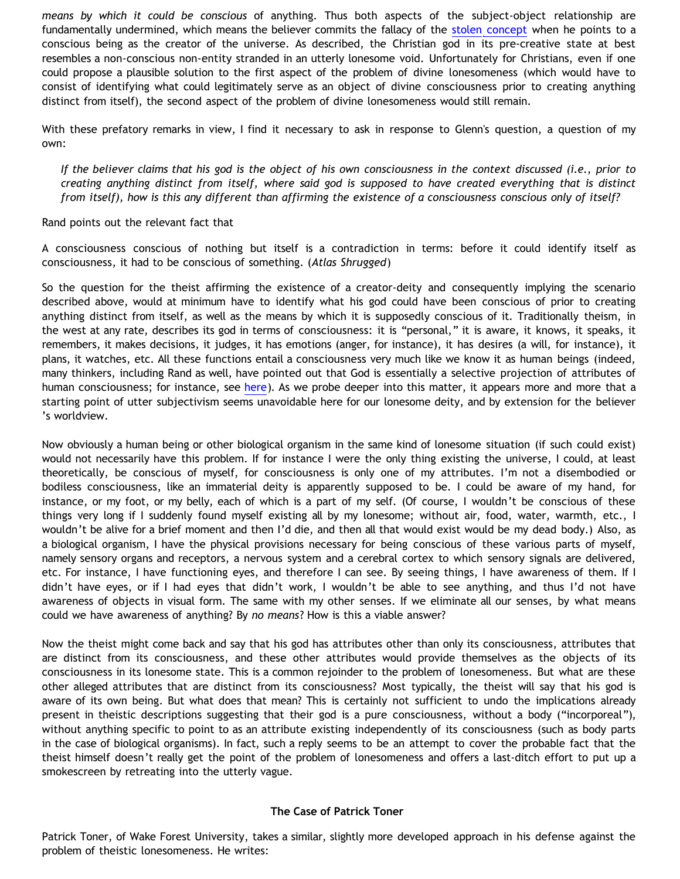*means by which it could be conscious* of anything. Thus both aspects of the subject-object relationship are fundamentally undermined, which means the believer commits the fallacy of the stolen concept when he points to a conscious being as the creator of the universe. As described, the Christian god in its pre-creative state at best resembles a non-conscious non-entity stranded in an utterly lonesome void. Unfortunately for Christians, even if one could propose a plausible solution to the first aspect of the problem of divine lonesomeness (which would have to consist of identifying what could legitimately serve as an object of divine consciousness prior to creating anything distinct from itself), the second aspect of the problem of divine lonesomeness would still remain.

With these prefatory remarks in view, I find it necessary to ask in response to Glenn's question, a question of my own:

> *If the believer claims that his god is the object of his own consciousness in the context discussed (i.e., prior to creating anything distinct from itself, where said god is supposed to have created everything that is distinct from itself), how is this any different than affirming the existence of a consciousness conscious only of itself?*

Rand points out the relevant fact that

A consciousness conscious of nothing but itself is a contradiction in terms: before it could identify itself as consciousness, it had to be conscious of something. (*Atlas Shrugged*)

So the question for the theist affirming the existence of a creator-deity and consequently implying the scenario described above, would at minimum have to identify what his god could have been conscious of prior to creating anything distinct from itself, as well as the means by which it is supposedly conscious of it. Traditionally theism, in the west at any rate, describes its god in terms of consciousness: it is "personal," it is aware, it knows, it speaks, it remembers, it makes decisions, it judges, it has emotions (anger, for instance), it has desires (a will, for instance), it plans, it watches, etc. All these functions entail a consciousness very much like we know it as human beings (indeed, many thinkers, including Rand as well, have pointed out that God is essentially a selective projection of attributes of human consciousness; for instance, see here). As we probe deeper into this matter, it appears more and more that a starting point of utter subjectivism seems unavoidable here for our lonesome deity, and by extension for the believer's worldview.

Now obviously a human being or other biological organism in the same kind of lonesome situation (if such could exist) would not necessarily have this problem. If for instance I were the only thing existing the universe, I could, at least theoretically, be conscious of myself, for consciousness is only one of my attributes. I'm not a disembodied or bodiless consciousness, like an immaterial deity is apparently supposed to be. I could be aware of my hand, for instance, or my foot, or my belly, each of which is a part of my self. (Of course, I wouldn't be conscious of these things very long if I suddenly found myself existing all by my lonesome; without air, food, water, warmth, etc., I wouldn't be alive for a brief moment and then I'd die, and then all that would exist would be my dead body.) Also, as a biological organism, I have the physical provisions necessary for being conscious of these various parts of myself, namely sensory organs and receptors, a nervous system and a cerebral cortex to which sensory signals are delivered, etc. For instance, I have functioning eyes, and therefore I can see. By seeing things, I have awareness of them. If I didn't have eyes, or if I had eyes that didn't work, I wouldn't be able to see anything, and thus I'd not have awareness of objects in visual form. The same with my other senses. If we eliminate all our senses, by what means could we have awareness of anything? By *no means*? How is this a viable answer?

Now the theist might come back and say that his god has attributes other than only its consciousness, attributes that are distinct from its consciousness, and these other attributes would provide themselves as the objects of its consciousness in its lonesome state. This is a common rejoinder to the problem of lonesomeness. But what are these other alleged attributes that are distinct from its consciousness? Most typically, the theist will say that his god is aware of its own being. But what does that mean? This is certainly not sufficient to undo the implications already present in theistic descriptions suggesting that their god is a pure consciousness, without a body ("incorporeal"), without anything specific to point to as an attribute existing independently of its consciousness (such as body parts in the case of biological organisms). In fact, such a reply seems to be an attempt to cover the probable fact that the theist himself doesn't really get the point of the problem of lonesomeness and offers a last-ditch effort to put up a smokescreen by retreating into the utterly vague.

**The Case of Patrick Toner**

Patrick Toner, of Wake Forest University, takes a similar, slightly more developed approach in his defense against the problem of theistic lonesomeness. He writes: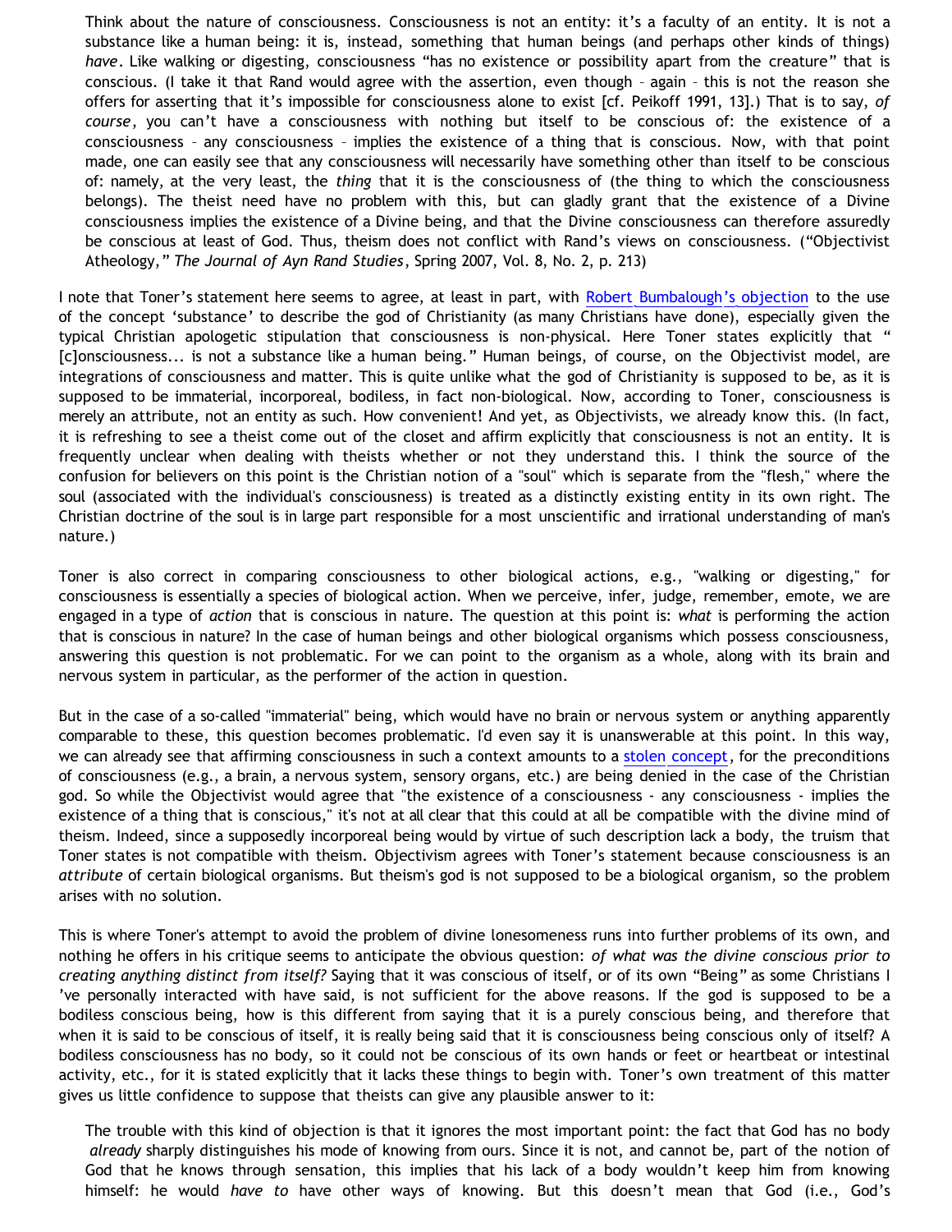> Think about the nature of consciousness. Consciousness is not an entity: it's a faculty of an entity. It is not a substance like a human being: it is, instead, something that human beings (and perhaps other kinds of things) *have*. Like walking or digesting, consciousness "has no existence or possibility apart from the creature" that is conscious. (I take it that Rand would agree with the assertion, even though – again – this is not the reason she offers for asserting that it's impossible for consciousness alone to exist [cf. Peikoff 1991, 13].) That is to say, *of course*, you can't have a consciousness with nothing but itself to be conscious of: the existence of a consciousness – any consciousness – implies the existence of a thing that is conscious. Now, with that point made, one can easily see that any consciousness will necessarily have something other than itself to be conscious of: namely, at the very least, the *thing* that it is the consciousness of (the thing to which the consciousness belongs). The theist need have no problem with this, but can gladly grant that the existence of a Divine consciousness implies the existence of a Divine being, and that the Divine consciousness can therefore assuredly be conscious at least of God. Thus, theism does not conflict with Rand's views on consciousness. ("Objectivist Atheology," *The Journal of Ayn Rand Studies*, Spring 2007, Vol. 8, No. 2, p. 213)

I note that Toner's statement here seems to agree, at least in part, with Robert Bumbalough's objection to the use of the concept 'substance' to describe the god of Christianity (as many Christians have done), especially given the typical Christian apologetic stipulation that consciousness is non-physical. Here Toner states explicitly that "[c]onsciousness... is not a substance like a human being." Human beings, of course, on the Objectivist model, are integrations of consciousness and matter. This is quite unlike what the god of Christianity is supposed to be, as it is supposed to be immaterial, incorporeal, bodiless, in fact non-biological. Now, according to Toner, consciousness is merely an attribute, not an entity as such. How convenient! And yet, as Objectivists, we already know this. (In fact, it is refreshing to see a theist come out of the closet and affirm explicitly that consciousness is not an entity. It is frequently unclear when dealing with theists whether or not they understand this. I think the source of the confusion for believers on this point is the Christian notion of a "soul" which is separate from the "flesh," where the soul (associated with the individual's consciousness) is treated as a distinctly existing entity in its own right. The Christian doctrine of the soul is in large part responsible for a most unscientific and irrational understanding of man's nature.)

Toner is also correct in comparing consciousness to other biological actions, e.g., "walking or digesting," for consciousness is essentially a species of biological action. When we perceive, infer, judge, remember, emote, we are engaged in a type of *action* that is conscious in nature. The question at this point is: *what* is performing the action that is conscious in nature? In the case of human beings and other biological organisms which possess consciousness, answering this question is not problematic. For we can point to the organism as a whole, along with its brain and nervous system in particular, as the performer of the action in question.

But in the case of a so-called "immaterial" being, which would have no brain or nervous system or anything apparently comparable to these, this question becomes problematic. I'd even say it is unanswerable at this point. In this way, we can already see that affirming consciousness in such a context amounts to a stolen concept, for the preconditions of consciousness (e.g., a brain, a nervous system, sensory organs, etc.) are being denied in the case of the Christian god. So while the Objectivist would agree that "the existence of a consciousness - any consciousness - implies the existence of a thing that is conscious," it's not at all clear that this could at all be compatible with the divine mind of theism. Indeed, since a supposedly incorporeal being would by virtue of such description lack a body, the truism that Toner states is not compatible with theism. Objectivism agrees with Toner's statement because consciousness is an *attribute* of certain biological organisms. But theism's god is not supposed to be a biological organism, so the problem arises with no solution.

This is where Toner's attempt to avoid the problem of divine lonesomeness runs into further problems of its own, and nothing he offers in his critique seems to anticipate the obvious question: *of what was the divine conscious prior to creating anything distinct from itself?* Saying that it was conscious of itself, or of its own "Being" as some Christians I've personally interacted with have said, is not sufficient for the above reasons. If the god is supposed to be a bodiless conscious being, how is this different from saying that it is a purely conscious being, and therefore that when it is said to be conscious of itself, it is really being said that it is consciousness being conscious only of itself? A bodiless consciousness has no body, so it could not be conscious of its own hands or feet or heartbeat or intestinal activity, etc., for it is stated explicitly that it lacks these things to begin with. Toner's own treatment of this matter gives us little confidence to suppose that theists can give any plausible answer to it:

> The trouble with this kind of objection is that it ignores the most important point: the fact that God has no body *already* sharply distinguishes his mode of knowing from ours. Since it is not, and cannot be, part of the notion of God that he knows through sensation, this implies that his lack of a body wouldn't keep him from knowing himself: he would *have to* have other ways of knowing. But this doesn't mean that God (i.e., God's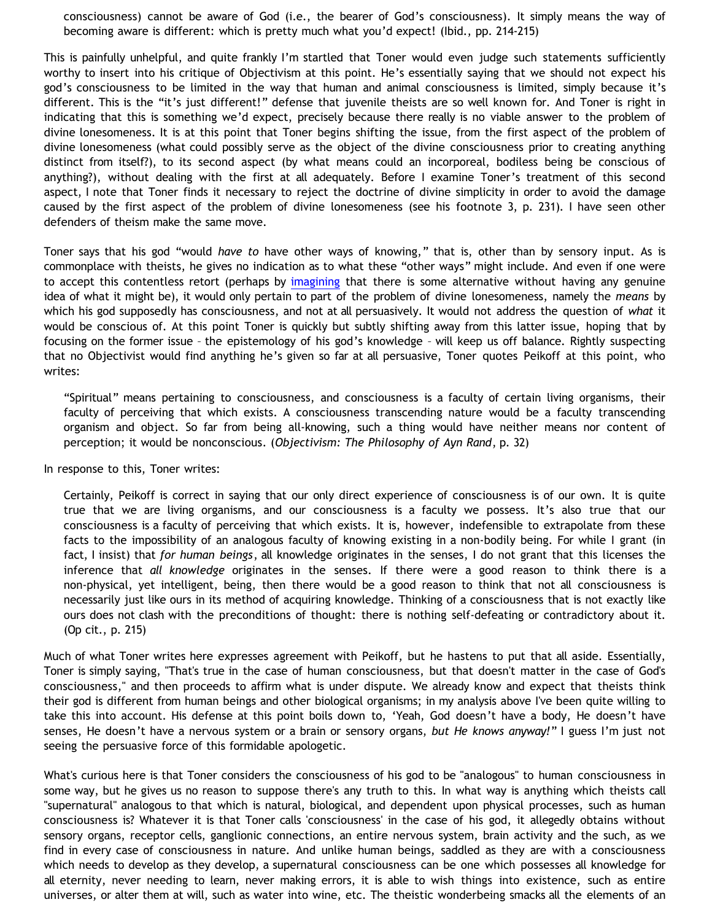> consciousness) cannot be aware of God (i.e., the bearer of God's consciousness). It simply means the way of becoming aware is different: which is pretty much what you'd expect! (Ibid., pp. 214-215)

This is painfully unhelpful, and quite frankly I'm startled that Toner would even judge such statements sufficiently worthy to insert into his critique of Objectivism at this point. He's essentially saying that we should not expect his god's consciousness to be limited in the way that human and animal consciousness is limited, simply because it's different. This is the "it's just different!" defense that juvenile theists are so well known for. And Toner is right in indicating that this is something we'd expect, precisely because there really is no viable answer to the problem of divine lonesomeness. It is at this point that Toner begins shifting the issue, from the first aspect of the problem of divine lonesomeness (what could possibly serve as the object of the divine consciousness prior to creating anything distinct from itself?), to its second aspect (by what means could an incorporeal, bodiless being be conscious of anything?), without dealing with the first at all adequately. Before I examine Toner's treatment of this second aspect, I note that Toner finds it necessary to reject the doctrine of divine simplicity in order to avoid the damage caused by the first aspect of the problem of divine lonesomeness (see his footnote 3, p. 231). I have seen other defenders of theism make the same move.

Toner says that his god "would *have to* have other ways of knowing," that is, other than by sensory input. As is commonplace with theists, he gives no indication as to what these "other ways" might include. And even if one were to accept this contentless retort (perhaps by imagining that there is some alternative without having any genuine idea of what it might be), it would only pertain to part of the problem of divine lonesomeness, namely the *means* by which his god supposedly has consciousness, and not at all persuasively. It would not address the question of *what* it would be conscious of. At this point Toner is quickly but subtly shifting away from this latter issue, hoping that by focusing on the former issue – the epistemology of his god's knowledge – will keep us off balance. Rightly suspecting that no Objectivist would find anything he's given so far at all persuasive, Toner quotes Peikoff at this point, who writes:

> "Spiritual" means pertaining to consciousness, and consciousness is a faculty of certain living organisms, their faculty of perceiving that which exists. A consciousness transcending nature would be a faculty transcending organism and object. So far from being all-knowing, such a thing would have neither means nor content of perception; it would be nonconscious. (*Objectivism: The Philosophy of Ayn Rand*, p. 32)

In response to this, Toner writes:

> Certainly, Peikoff is correct in saying that our only direct experience of consciousness is of our own. It is quite true that we are living organisms, and our consciousness is a faculty we possess. It's also true that our consciousness is a faculty of perceiving that which exists. It is, however, indefensible to extrapolate from these facts to the impossibility of an analogous faculty of knowing existing in a non-bodily being. For while I grant (in fact, I insist) that *for human beings*, all knowledge originates in the senses, I do not grant that this licenses the inference that *all knowledge* originates in the senses. If there were a good reason to think there is a non-physical, yet intelligent, being, then there would be a good reason to think that not all consciousness is necessarily just like ours in its method of acquiring knowledge. Thinking of a consciousness that is not exactly like ours does not clash with the preconditions of thought: there is nothing self-defeating or contradictory about it. (Op cit., p. 215)

Much of what Toner writes here expresses agreement with Peikoff, but he hastens to put that all aside. Essentially, Toner is simply saying, "That's true in the case of human consciousness, but that doesn't matter in the case of God's consciousness," and then proceeds to affirm what is under dispute. We already know and expect that theists think their god is different from human beings and other biological organisms; in my analysis above I've been quite willing to take this into account. His defense at this point boils down to, 'Yeah, God doesn't have a body, He doesn't have senses, He doesn't have a nervous system or a brain or sensory organs, *but He knows anyway!*" I guess I'm just not seeing the persuasive force of this formidable apologetic.

What's curious here is that Toner considers the consciousness of his god to be "analogous" to human consciousness in some way, but he gives us no reason to suppose there's any truth to this. In what way is anything which theists call "supernatural" analogous to that which is natural, biological, and dependent upon physical processes, such as human consciousness is? Whatever it is that Toner calls 'consciousness' in the case of his god, it allegedly obtains without sensory organs, receptor cells, ganglionic connections, an entire nervous system, brain activity and the such, as we find in every case of consciousness in nature. And unlike human beings, saddled as they are with a consciousness which needs to develop as they develop, a supernatural consciousness can be one which possesses all knowledge for all eternity, never needing to learn, never making errors, it is able to wish things into existence, such as entire universes, or alter them at will, such as water into wine, etc. The theistic wonderbeing smacks all the elements of an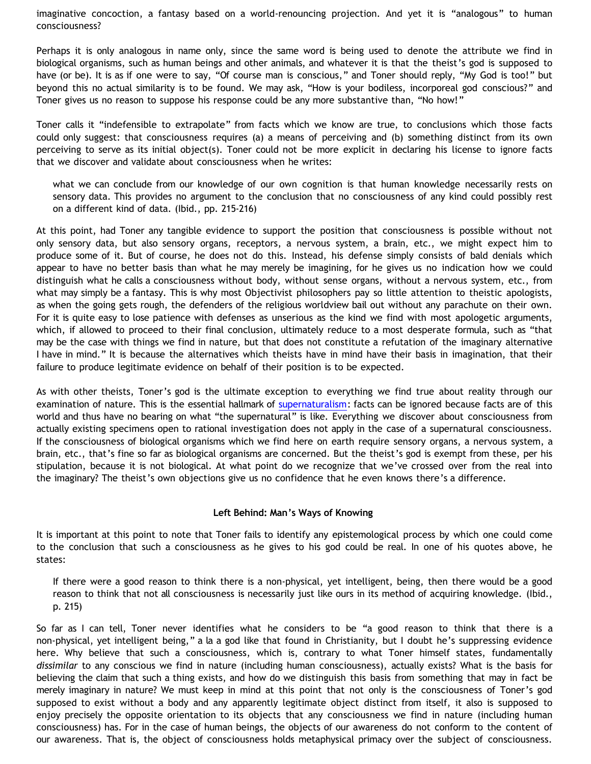imaginative concoction, a fantasy based on a world-renouncing projection. And yet it is "analogous" to human consciousness?

Perhaps it is only analogous in name only, since the same word is being used to denote the attribute we find in biological organisms, such as human beings and other animals, and whatever it is that the theist's god is supposed to have (or be). It is as if one were to say, "Of course man is conscious," and Toner should reply, "My God is too!" but beyond this no actual similarity is to be found. We may ask, "How is your bodiless, incorporeal god conscious?" and Toner gives us no reason to suppose his response could be any more substantive than, "No how!"

Toner calls it "indefensible to extrapolate" from facts which we know are true, to conclusions which those facts could only suggest: that consciousness requires (a) a means of perceiving and (b) something distinct from its own perceiving to serve as its initial object(s). Toner could not be more explicit in declaring his license to ignore facts that we discover and validate about consciousness when he writes:

> what we can conclude from our knowledge of our own cognition is that human knowledge necessarily rests on sensory data. This provides no argument to the conclusion that no consciousness of any kind could possibly rest on a different kind of data. (Ibid., pp. 215-216)

At this point, had Toner any tangible evidence to support the position that consciousness is possible without not only sensory data, but also sensory organs, receptors, a nervous system, a brain, etc., we might expect him to produce some of it. But of course, he does not do this. Instead, his defense simply consists of bald denials which appear to have no better basis than what he may merely be imagining, for he gives us no indication how we could distinguish what he calls a consciousness without body, without sense organs, without a nervous system, etc., from what may simply be a fantasy. This is why most Objectivist philosophers pay so little attention to theistic apologists, as when the going gets rough, the defenders of the religious worldview bail out without any parachute on their own. For it is quite easy to lose patience with defenses as unserious as the kind we find with most apologetic arguments, which, if allowed to proceed to their final conclusion, ultimately reduce to a most desperate formula, such as "that may be the case with things we find in nature, but that does not constitute a refutation of the imaginary alternative I have in mind." It is because the alternatives which theists have in mind have their basis in imagination, that their failure to produce legitimate evidence on behalf of their position is to be expected.

As with other theists, Toner's god is the ultimate exception to everything we find true about reality through our examination of nature. This is the essential hallmark of supernaturalism: facts can be ignored because facts are of this world and thus have no bearing on what "the supernatural" is like. Everything we discover about consciousness from actually existing specimens open to rational investigation does not apply in the case of a supernatural consciousness. If the consciousness of biological organisms which we find here on earth require sensory organs, a nervous system, a brain, etc., that's fine so far as biological organisms are concerned. But the theist's god is exempt from these, per his stipulation, because it is not biological. At what point do we recognize that we've crossed over from the real into the imaginary? The theist's own objections give us no confidence that he even knows there's a difference.

### Left Behind: Man's Ways of Knowing

It is important at this point to note that Toner fails to identify any epistemological process by which one could come to the conclusion that such a consciousness as he gives to his god could be real. In one of his quotes above, he states:

> If there were a good reason to think there is a non-physical, yet intelligent, being, then there would be a good reason to think that not all consciousness is necessarily just like ours in its method of acquiring knowledge. (Ibid., p. 215)

So far as I can tell, Toner never identifies what he considers to be "a good reason to think that there is a non-physical, yet intelligent being," a la a god like that found in Christianity, but I doubt he's suppressing evidence here. Why believe that such a consciousness, which is, contrary to what Toner himself states, fundamentally *dissimilar* to any conscious we find in nature (including human consciousness), actually exists? What is the basis for believing the claim that such a thing exists, and how do we distinguish this basis from something that may in fact be merely imaginary in nature? We must keep in mind at this point that not only is the consciousness of Toner's god supposed to exist without a body and any apparently legitimate object distinct from itself, it also is supposed to enjoy precisely the opposite orientation to its objects that any consciousness we find in nature (including human consciousness) has. For in the case of human beings, the objects of our awareness do not conform to the content of our awareness. That is, the object of consciousness holds metaphysical primacy over the subject of consciousness.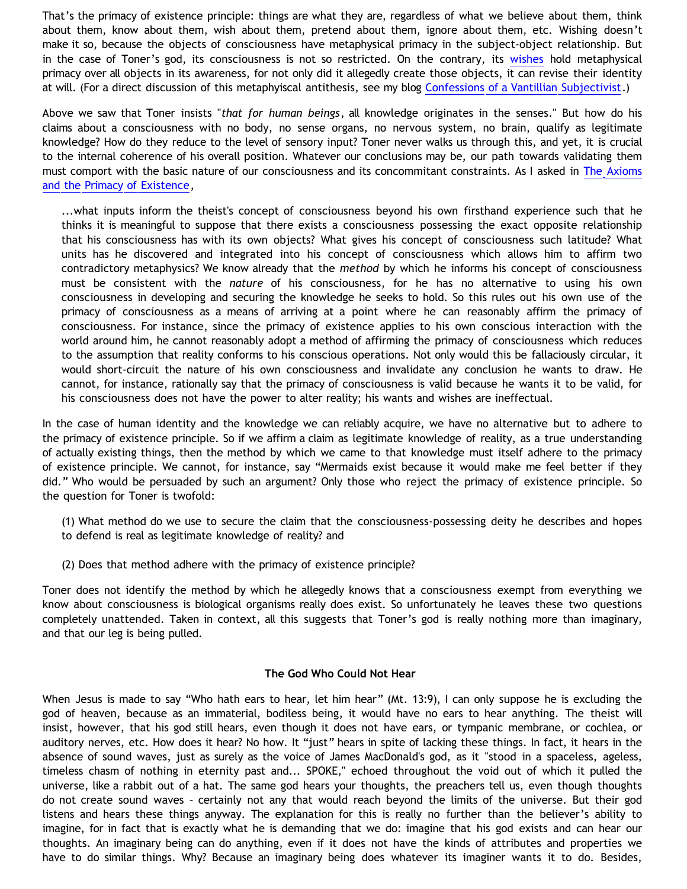That's the primacy of existence principle: things are what they are, regardless of what we believe about them, think about them, know about them, wish about them, pretend about them, ignore about them, etc. Wishing doesn't make it so, because the objects of consciousness have metaphysical primacy in the subject-object relationship. But in the case of Toner's god, its consciousness is not so restricted. On the contrary, its wishes hold metaphysical primacy over all objects in its awareness, for not only did it allegedly create those objects, it can revise their identity at will. (For a direct discussion of this metaphyiscal antithesis, see my blog Confessions of a Vantillian Subjectivist.)

Above we saw that Toner insists "*that for human beings*, all knowledge originates in the senses." But how do his claims about a consciousness with no body, no sense organs, no nervous system, no brain, qualify as legitimate knowledge? How do they reduce to the level of sensory input? Toner never walks us through this, and yet, it is crucial to the internal coherence of his overall position. Whatever our conclusions may be, our path towards validating them must comport with the basic nature of our consciousness and its concommitant constraints. As I asked in The Axioms and the Primacy of Existence,

> ...what inputs inform the theist's concept of consciousness beyond his own firsthand experience such that he thinks it is meaningful to suppose that there exists a consciousness possessing the exact opposite relationship that his consciousness has with its own objects? What gives his concept of consciousness such latitude? What units has he discovered and integrated into his concept of consciousness which allows him to affirm two contradictory metaphysics? We know already that the *method* by which he informs his concept of consciousness must be consistent with the *nature* of his consciousness, for he has no alternative to using his own consciousness in developing and securing the knowledge he seeks to hold. So this rules out his own use of the primacy of consciousness as a means of arriving at a point where he can reasonably affirm the primacy of consciousness. For instance, since the primacy of existence applies to his own conscious interaction with the world around him, he cannot reasonably adopt a method of affirming the primacy of consciousness which reduces to the assumption that reality conforms to his conscious operations. Not only would this be fallaciously circular, it would short-circuit the nature of his own consciousness and invalidate any conclusion he wants to draw. He cannot, for instance, rationally say that the primacy of consciousness is valid because he wants it to be valid, for his consciousness does not have the power to alter reality; his wants and wishes are ineffectual.

In the case of human identity and the knowledge we can reliably acquire, we have no alternative but to adhere to the primacy of existence principle. So if we affirm a claim as legitimate knowledge of reality, as a true understanding of actually existing things, then the method by which we came to that knowledge must itself adhere to the primacy of existence principle. We cannot, for instance, say "Mermaids exist because it would make me feel better if they did." Who would be persuaded by such an argument? Only those who reject the primacy of existence principle. So the question for Toner is twofold:

> (1) What method do we use to secure the claim that the consciousness-possessing deity he describes and hopes to defend is real as legitimate knowledge of reality? and
>
> (2) Does that method adhere with the primacy of existence principle?

Toner does not identify the method by which he allegedly knows that a consciousness exempt from everything we know about consciousness is biological organisms really does exist. So unfortunately he leaves these two questions completely unattended. Taken in context, all this suggests that Toner's god is really nothing more than imaginary, and that our leg is being pulled.

**The God Who Could Not Hear**

When Jesus is made to say "Who hath ears to hear, let him hear" (Mt. 13:9), I can only suppose he is excluding the god of heaven, because as an immaterial, bodiless being, it would have no ears to hear anything. The theist will insist, however, that his god still hears, even though it does not have ears, or tympanic membrane, or cochlea, or auditory nerves, etc. How does it hear? No how. It "just" hears in spite of lacking these things. In fact, it hears in the absence of sound waves, just as surely as the voice of James MacDonald's god, as it "stood in a spaceless, ageless, timeless chasm of nothing in eternity past and... SPOKE," echoed throughout the void out of which it pulled the universe, like a rabbit out of a hat. The same god hears your thoughts, the preachers tell us, even though thoughts do not create sound waves – certainly not any that would reach beyond the limits of the universe. But their god listens and hears these things anyway. The explanation for this is really no further than the believer's ability to imagine, for in fact that is exactly what he is demanding that we do: imagine that his god exists and can hear our thoughts. An imaginary being can do anything, even if it does not have the kinds of attributes and properties we have to do similar things. Why? Because an imaginary being does whatever its imaginer wants it to do. Besides,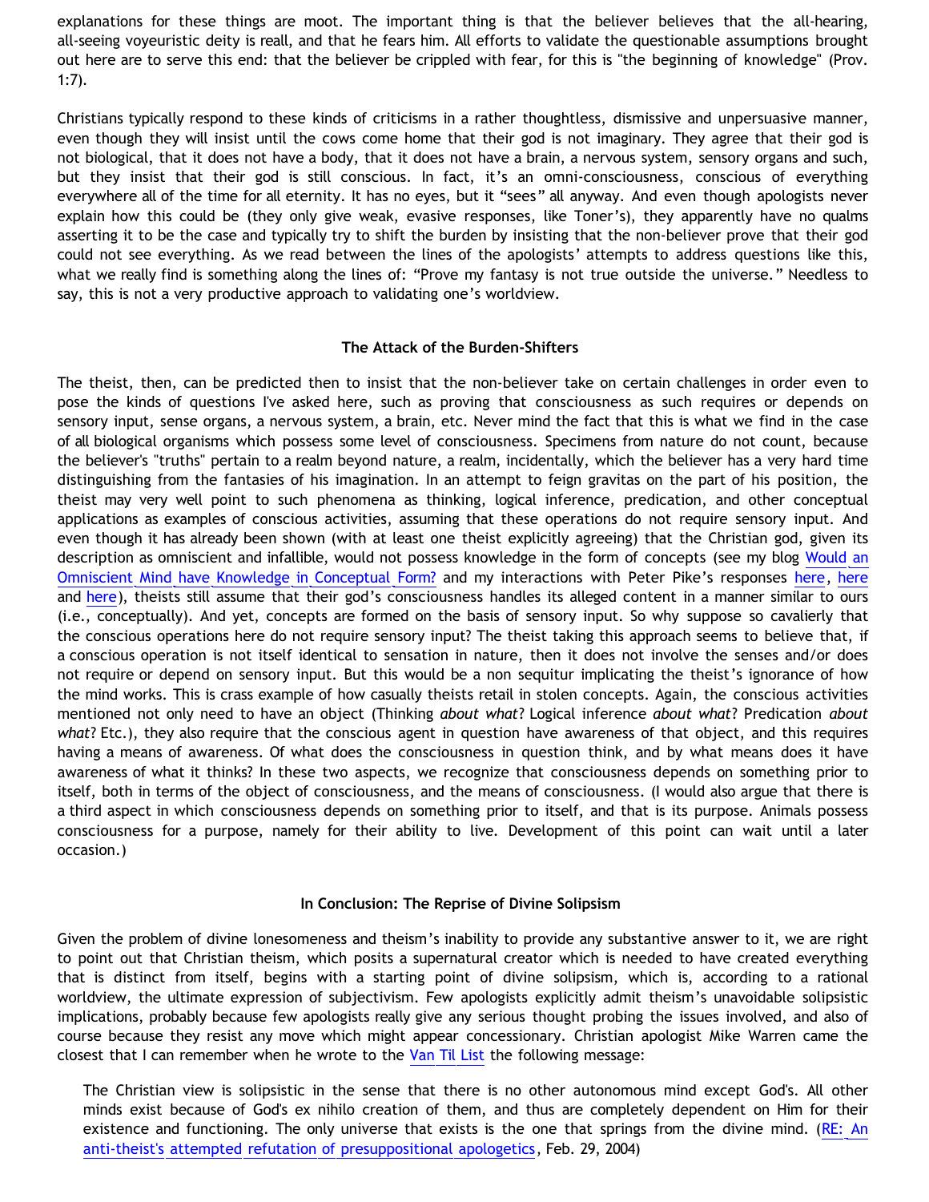explanations for these things are moot. The important thing is that the believer believes that the all-hearing, all-seeing voyeuristic deity is reall, and that he fears him. All efforts to validate the questionable assumptions brought out here are to serve this end: that the believer be crippled with fear, for this is "the beginning of knowledge" (Prov. 1:7).

Christians typically respond to these kinds of criticisms in a rather thoughtless, dismissive and unpersuasive manner, even though they will insist until the cows come home that their god is not imaginary. They agree that their god is not biological, that it does not have a body, that it does not have a brain, a nervous system, sensory organs and such, but they insist that their god is still conscious. In fact, it's an omni-consciousness, conscious of everything everywhere all of the time for all eternity. It has no eyes, but it "sees" all anyway. And even though apologists never explain how this could be (they only give weak, evasive responses, like Toner's), they apparently have no qualms asserting it to be the case and typically try to shift the burden by insisting that the non-believer prove that their god could not see everything. As we read between the lines of the apologists' attempts to address questions like this, what we really find is something along the lines of: "Prove my fantasy is not true outside the universe." Needless to say, this is not a very productive approach to validating one's worldview.

### The Attack of the Burden-Shifters

The theist, then, can be predicted then to insist that the non-believer take on certain challenges in order even to pose the kinds of questions I've asked here, such as proving that consciousness as such requires or depends on sensory input, sense organs, a nervous system, a brain, etc. Never mind the fact that this is what we find in the case of all biological organisms which possess some level of consciousness. Specimens from nature do not count, because the believer's "truths" pertain to a realm beyond nature, a realm, incidentally, which the believer has a very hard time distinguishing from the fantasies of his imagination. In an attempt to feign gravitas on the part of his position, the theist may very well point to such phenomena as thinking, logical inference, predication, and other conceptual applications as examples of conscious activities, assuming that these operations do not require sensory input. And even though it has already been shown (with at least one theist explicitly agreeing) that the Christian god, given its description as omniscient and infallible, would not possess knowledge in the form of concepts (see my blog Would an Omniscient Mind have Knowledge in Conceptual Form? and my interactions with Peter Pike's responses here, here and here), theists still assume that their god's consciousness handles its alleged content in a manner similar to ours (i.e., conceptually). And yet, concepts are formed on the basis of sensory input. So why suppose so cavalierly that the conscious operations here do not require sensory input? The theist taking this approach seems to believe that, if a conscious operation is not itself identical to sensation in nature, then it does not involve the senses and/or does not require or depend on sensory input. But this would be a non sequitur implicating the theist's ignorance of how the mind works. This is crass example of how casually theists retail in stolen concepts. Again, the conscious activities mentioned not only need to have an object (Thinking *about what*? Logical inference *about what*? Predication *about what*? Etc.), they also require that the conscious agent in question have awareness of that object, and this requires having a means of awareness. Of what does the consciousness in question think, and by what means does it have awareness of what it thinks? In these two aspects, we recognize that consciousness depends on something prior to itself, both in terms of the object of consciousness, and the means of consciousness. (I would also argue that there is a third aspect in which consciousness depends on something prior to itself, and that is its purpose. Animals possess consciousness for a purpose, namely for their ability to live. Development of this point can wait until a later occasion.)

### In Conclusion: The Reprise of Divine Solipsism

Given the problem of divine lonesomeness and theism's inability to provide any substantive answer to it, we are right to point out that Christian theism, which posits a supernatural creator which is needed to have created everything that is distinct from itself, begins with a starting point of divine solipsism, which is, according to a rational worldview, the ultimate expression of subjectivism. Few apologists explicitly admit theism's unavoidable solipsistic implications, probably because few apologists really give any serious thought probing the issues involved, and also of course because they resist any move which might appear concessionary. Christian apologist Mike Warren came the closest that I can remember when he wrote to the Van Til List the following message:

> The Christian view is solipsistic in the sense that there is no other autonomous mind except God's. All other minds exist because of God's ex nihilo creation of them, and thus are completely dependent on Him for their existence and functioning. The only universe that exists is the one that springs from the divine mind. (RE: An anti-theist's attempted refutation of presuppositional apologetics, Feb. 29, 2004)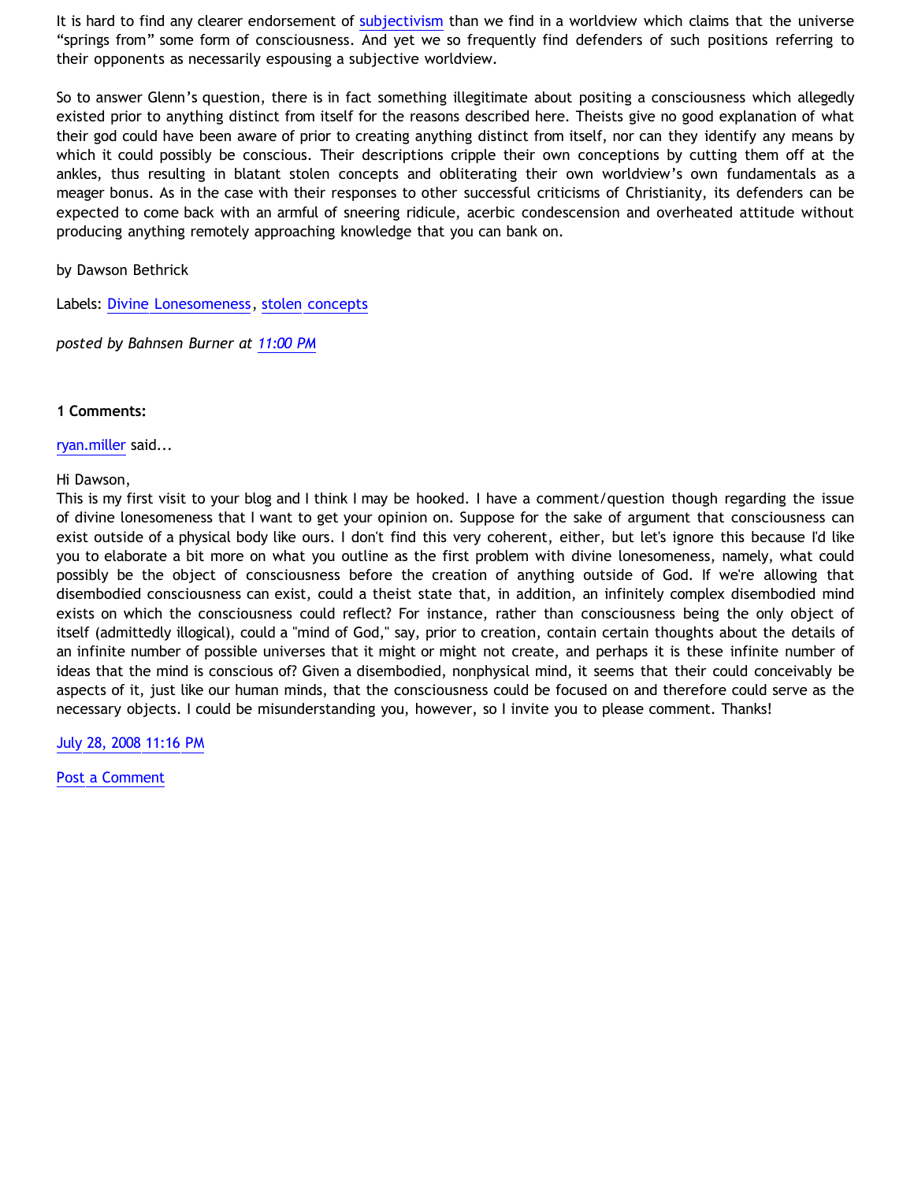It is hard to find any clearer endorsement of subjectivism than we find in a worldview which claims that the universe "springs from" some form of consciousness. And yet we so frequently find defenders of such positions referring to their opponents as necessarily espousing a subjective worldview.

So to answer Glenn's question, there is in fact something illegitimate about positing a consciousness which allegedly existed prior to anything distinct from itself for the reasons described here. Theists give no good explanation of what their god could have been aware of prior to creating anything distinct from itself, nor can they identify any means by which it could possibly be conscious. Their descriptions cripple their own conceptions by cutting them off at the ankles, thus resulting in blatant stolen concepts and obliterating their own worldview's own fundamentals as a meager bonus. As in the case with their responses to other successful criticisms of Christianity, its defenders can be expected to come back with an armful of sneering ridicule, acerbic condescension and overheated attitude without producing anything remotely approaching knowledge that you can bank on.

by Dawson Bethrick

Labels: Divine Lonesomeness, stolen concepts

*posted by Bahnsen Burner at 11:00 PM*

**1 Comments:**

ryan.miller said...

Hi Dawson,
This is my first visit to your blog and I think I may be hooked. I have a comment/question though regarding the issue of divine lonesomeness that I want to get your opinion on. Suppose for the sake of argument that consciousness can exist outside of a physical body like ours. I don't find this very coherent, either, but let's ignore this because I'd like you to elaborate a bit more on what you outline as the first problem with divine lonesomeness, namely, what could possibly be the object of consciousness before the creation of anything outside of God. If we're allowing that disembodied consciousness can exist, could a theist state that, in addition, an infinitely complex disembodied mind exists on which the consciousness could reflect? For instance, rather than consciousness being the only object of itself (admittedly illogical), could a "mind of God," say, prior to creation, contain certain thoughts about the details of an infinite number of possible universes that it might or might not create, and perhaps it is these infinite number of ideas that the mind is conscious of? Given a disembodied, nonphysical mind, it seems that their could conceivably be aspects of it, just like our human minds, that the consciousness could be focused on and therefore could serve as the necessary objects. I could be misunderstanding you, however, so I invite you to please comment. Thanks!

July 28, 2008 11:16 PM

Post a Comment